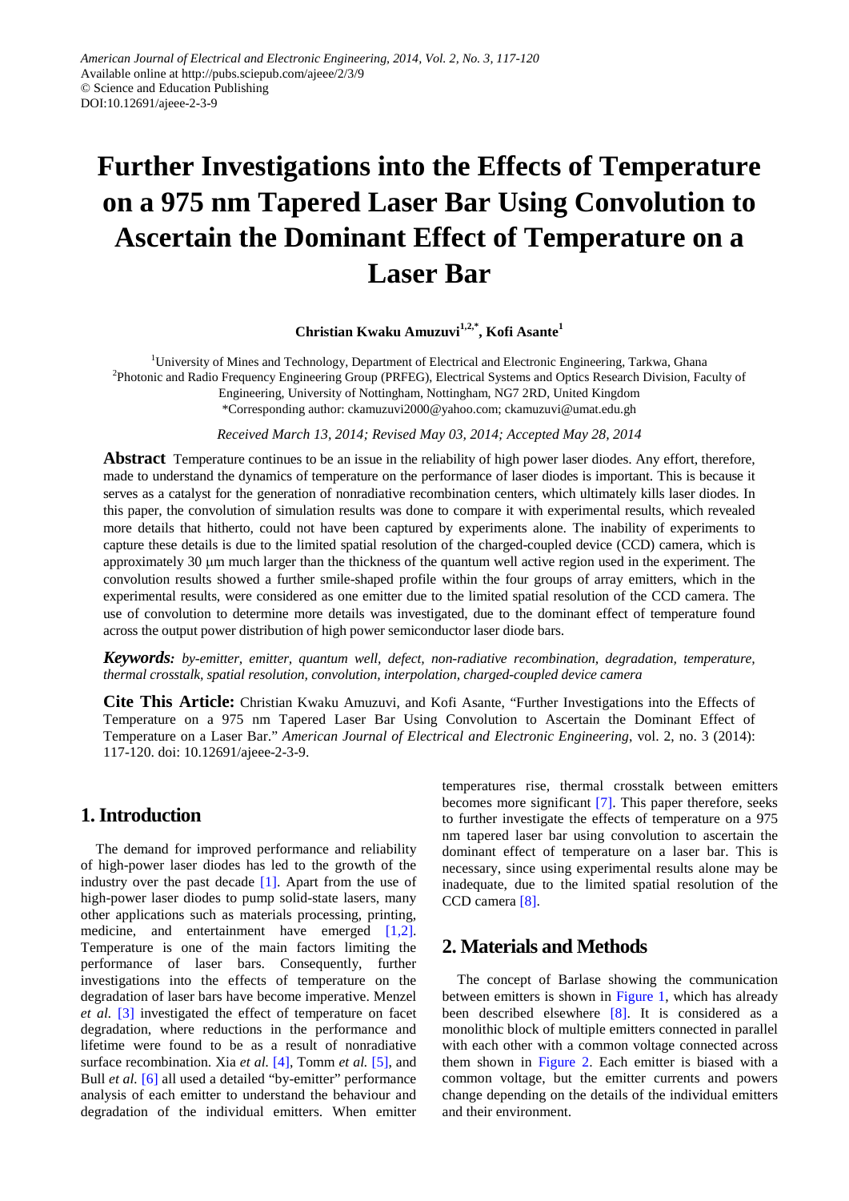American Journal of Electrical and Electronic Engineering, 2014, Vol. 2, No. 3, 117-120
Available online at http://pubs.sciepub.com/ajeee/2/3/9
© Science and Education Publishing
DOI:10.12691/ajeee-2-3-9

# Further Investigations into the Effects of Temperature on a 975 nm Tapered Laser Bar Using Convolution to Ascertain the Dominant Effect of Temperature on a Laser Bar

**Christian Kwaku Amuzuvi[1,2,*], Kofi Asante[1]**

[1]University of Mines and Technology, Department of Electrical and Electronic Engineering, Tarkwa, Ghana
[2]Photonic and Radio Frequency Engineering Group (PRFEG), Electrical Systems and Optics Research Division, Faculty of Engineering, University of Nottingham, Nottingham, NG7 2RD, United Kingdom
*Corresponding author: ckamuzuvi2000@yahoo.com; ckamuzuvi@umat.edu.gh

*Received March 13, 2014; Revised May 03, 2014; Accepted May 28, 2014*

**Abstract** Temperature continues to be an issue in the reliability of high power laser diodes. Any effort, therefore, made to understand the dynamics of temperature on the performance of laser diodes is important. This is because it serves as a catalyst for the generation of nonradiative recombination centers, which ultimately kills laser diodes. In this paper, the convolution of simulation results was done to compare it with experimental results, which revealed more details that hitherto, could not have been captured by experiments alone. The inability of experiments to capture these details is due to the limited spatial resolution of the charged-coupled device (CCD) camera, which is approximately 30 μm much larger than the thickness of the quantum well active region used in the experiment. The convolution results showed a further smile-shaped profile within the four groups of array emitters, which in the experimental results, were considered as one emitter due to the limited spatial resolution of the CCD camera. The use of convolution to determine more details was investigated, due to the dominant effect of temperature found across the output power distribution of high power semiconductor laser diode bars.

***Keywords:*** *by-emitter, emitter, quantum well, defect, non-radiative recombination, degradation, temperature, thermal crosstalk, spatial resolution, convolution, interpolation, charged-coupled device camera*

**Cite This Article:** Christian Kwaku Amuzuvi, and Kofi Asante, "Further Investigations into the Effects of Temperature on a 975 nm Tapered Laser Bar Using Convolution to Ascertain the Dominant Effect of Temperature on a Laser Bar." *American Journal of Electrical and Electronic Engineering*, vol. 2, no. 3 (2014): 117-120. doi: 10.12691/ajeee-2-3-9.

## 1. Introduction

The demand for improved performance and reliability of high-power laser diodes has led to the growth of the industry over the past decade [1]. Apart from the use of high-power laser diodes to pump solid-state lasers, many other applications such as materials processing, printing, medicine, and entertainment have emerged [1,2]. Temperature is one of the main factors limiting the performance of laser bars. Consequently, further investigations into the effects of temperature on the degradation of laser bars have become imperative. Menzel *et al.* [3] investigated the effect of temperature on facet degradation, where reductions in the performance and lifetime were found to be as a result of nonradiative surface recombination. Xia *et al.* [4], Tomm *et al.* [5], and Bull *et al.* [6] all used a detailed "by-emitter" performance analysis of each emitter to understand the behaviour and degradation of the individual emitters. When emitter temperatures rise, thermal crosstalk between emitters becomes more significant [7]. This paper therefore, seeks to further investigate the effects of temperature on a 975 nm tapered laser bar using convolution to ascertain the dominant effect of temperature on a laser bar. This is necessary, since using experimental results alone may be inadequate, due to the limited spatial resolution of the CCD camera [8].

## 2. Materials and Methods

The concept of Barlase showing the communication between emitters is shown in Figure 1, which has already been described elsewhere [8]. It is considered as a monolithic block of multiple emitters connected in parallel with each other with a common voltage connected across them shown in Figure 2. Each emitter is biased with a common voltage, but the emitter currents and powers change depending on the details of the individual emitters and their environment.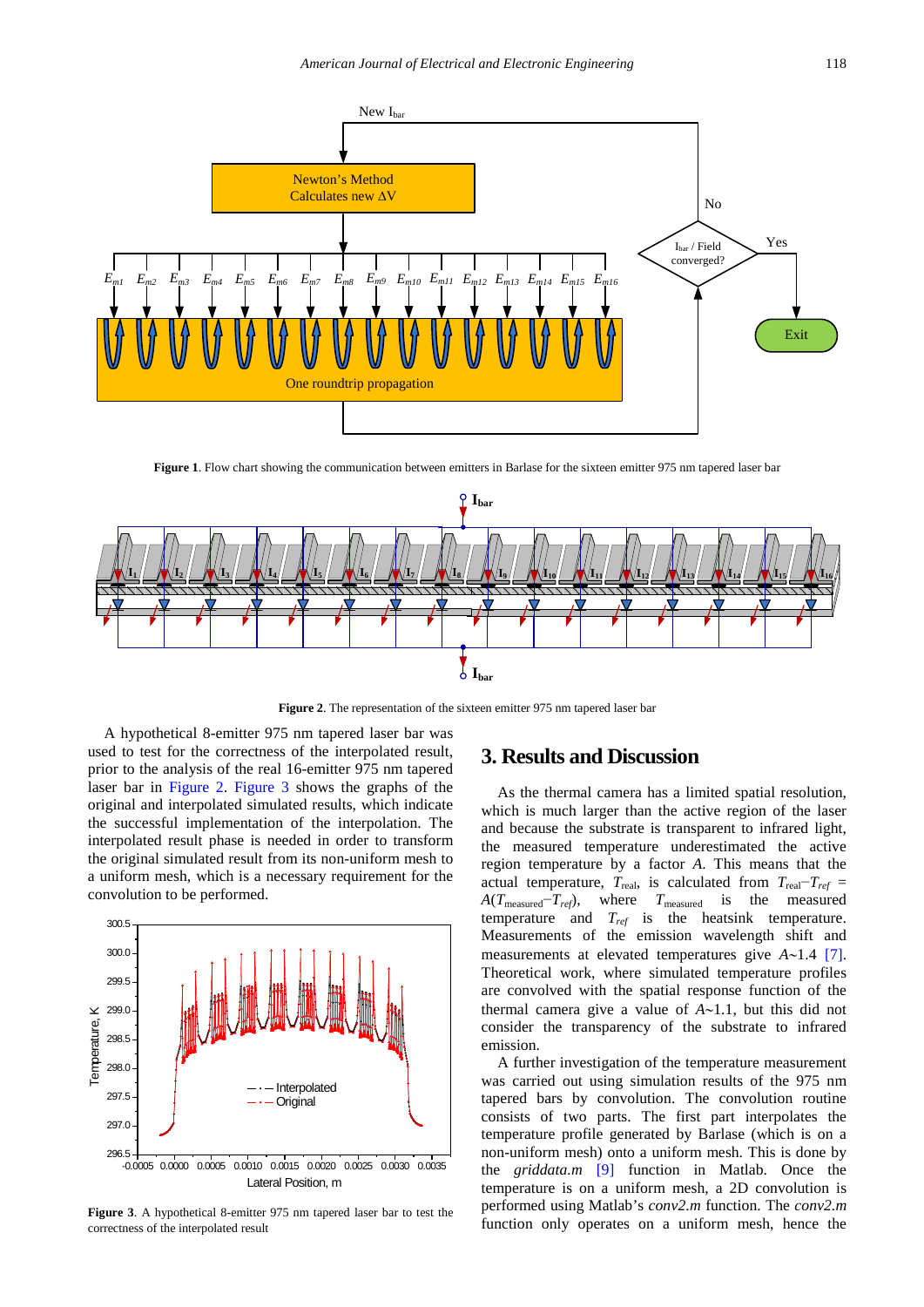**Figure 1**. Flow chart showing the communication between emitters in Barlase for the sixteen emitter 975 nm tapered laser bar

**Figure 2**. The representation of the sixteen emitter 975 nm tapered laser bar

A hypothetical 8-emitter 975 nm tapered laser bar was used to test for the correctness of the interpolated result, prior to the analysis of the real 16-emitter 975 nm tapered laser bar in Figure 2. Figure 3 shows the graphs of the original and interpolated simulated results, which indicate the successful implementation of the interpolation. The interpolated result phase is needed in order to transform the original simulated result from its non-uniform mesh to a uniform mesh, which is a necessary requirement for the convolution to be performed.

**Figure 3**. A hypothetical 8-emitter 975 nm tapered laser bar to test the correctness of the interpolated result

## 3. Results and Discussion

As the thermal camera has a limited spatial resolution, which is much larger than the active region of the laser and because the substrate is transparent to infrared light, the measured temperature underestimated the active region temperature by a factor $A$. This means that the actual temperature, $T_{\text{real}}$, is calculated from $T_{\text{real}}-T_{ref} = A(T_{\text{measured}}-T_{ref})$, where $T_{\text{measured}}$ is the measured temperature and $T_{ref}$ is the heatsink temperature. Measurements of the emission wavelength shift and measurements at elevated temperatures give $A$~1.4 [7]. Theoretical work, where simulated temperature profiles are convolved with the spatial response function of the thermal camera give a value of $A$~1.1, but this did not consider the transparency of the substrate to infrared emission.

A further investigation of the temperature measurement was carried out using simulation results of the 975 nm tapered bars by convolution. The convolution routine consists of two parts. The first part interpolates the temperature profile generated by Barlase (which is on a non-uniform mesh) onto a uniform mesh. This is done by the *griddata.m* [9] function in Matlab. Once the temperature is on a uniform mesh, a 2D convolution is performed using Matlab's *conv2.m* function. The *conv2.m* function only operates on a uniform mesh, hence the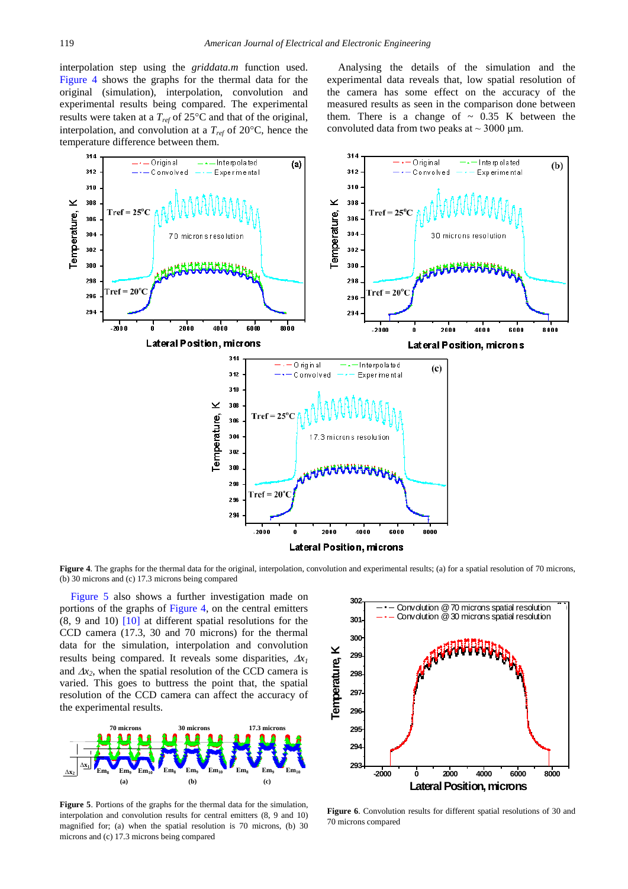interpolation step using the *griddata.m* function used. Figure 4 shows the graphs for the thermal data for the original (simulation), interpolation, convolution and experimental results being compared. The experimental results were taken at a $T_{ref}$ of 25°C and that of the original, interpolation, and convolution at a $T_{ref}$ of 20°C, hence the temperature difference between them.

Analysing the details of the simulation and the experimental data reveals that, low spatial resolution of the camera has some effect on the accuracy of the measured results as seen in the comparison done between them. There is a change of ~ 0.35 K between the convoluted data from two peaks at ~ 3000 µm.

**Figure 4**. The graphs for the thermal data for the original, interpolation, convolution and experimental results; (a) for a spatial resolution of 70 microns, (b) 30 microns and (c) 17.3 microns being compared

Figure 5 also shows a further investigation made on portions of the graphs of Figure 4, on the central emitters (8, 9 and 10) [10] at different spatial resolutions for the CCD camera (17.3, 30 and 70 microns) for the thermal data for the simulation, interpolation and convolution results being compared. It reveals some disparities, $\Delta x_1$ and $\Delta x_2$, when the spatial resolution of the CCD camera is varied. This goes to buttress the point that, the spatial resolution of the CCD camera can affect the accuracy of the experimental results.

**Figure 5**. Portions of the graphs for the thermal data for the simulation, interpolation and convolution results for central emitters (8, 9 and 10) magnified for; (a) when the spatial resolution is 70 microns, (b) 30 microns and (c) 17.3 microns being compared

**Figure 6**. Convolution results for different spatial resolutions of 30 and 70 microns compared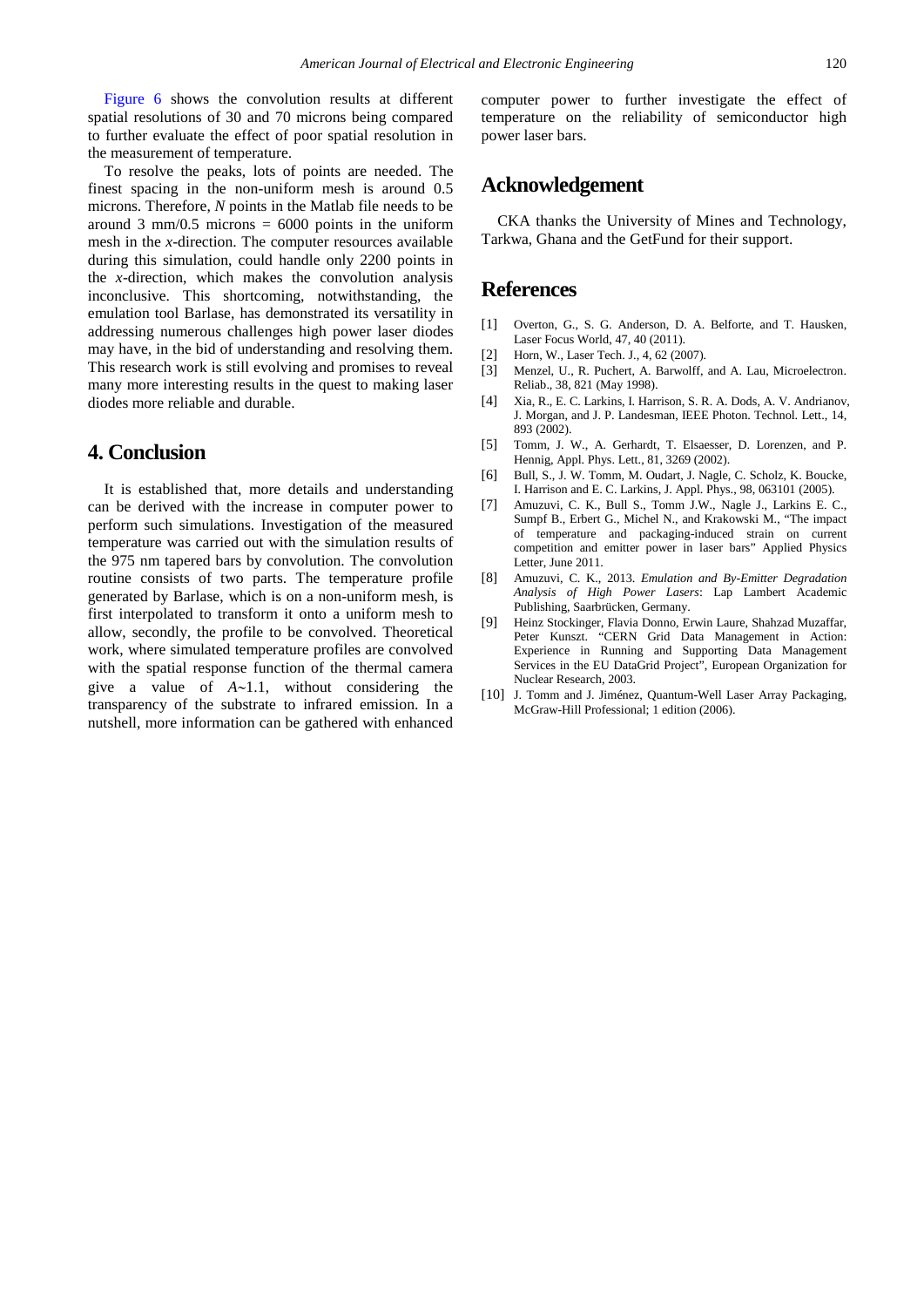Figure 6 shows the convolution results at different spatial resolutions of 30 and 70 microns being compared to further evaluate the effect of poor spatial resolution in the measurement of temperature.

To resolve the peaks, lots of points are needed. The finest spacing in the non-uniform mesh is around 0.5 microns. Therefore, $N$ points in the Matlab file needs to be around 3 mm/0.5 microns = 6000 points in the uniform mesh in the $x$-direction. The computer resources available during this simulation, could handle only 2200 points in the $x$-direction, which makes the convolution analysis inconclusive. This shortcoming, notwithstanding, the emulation tool Barlase, has demonstrated its versatility in addressing numerous challenges high power laser diodes may have, in the bid of understanding and resolving them. This research work is still evolving and promises to reveal many more interesting results in the quest to making laser diodes more reliable and durable.

## 4. Conclusion

It is established that, more details and understanding can be derived with the increase in computer power to perform such simulations. Investigation of the measured temperature was carried out with the simulation results of the 975 nm tapered bars by convolution. The convolution routine consists of two parts. The temperature profile generated by Barlase, which is on a non-uniform mesh, is first interpolated to transform it onto a uniform mesh to allow, secondly, the profile to be convolved. Theoretical work, where simulated temperature profiles are convolved with the spatial response function of the thermal camera give a value of $A$~1.1, without considering the transparency of the substrate to infrared emission. In a nutshell, more information can be gathered with enhanced computer power to further investigate the effect of temperature on the reliability of semiconductor high power laser bars.

## Acknowledgement

CKA thanks the University of Mines and Technology, Tarkwa, Ghana and the GetFund for their support.

## References

[1] Overton, G., S. G. Anderson, D. A. Belforte, and T. Hausken, Laser Focus World, 47, 40 (2011).

[2] Horn, W., Laser Tech. J., 4, 62 (2007).

[3] Menzel, U., R. Puchert, A. Barwolff, and A. Lau, Microelectron. Reliab., 38, 821 (May 1998).

[4] Xia, R., E. C. Larkins, I. Harrison, S. R. A. Dods, A. V. Andrianov, J. Morgan, and J. P. Landesman, IEEE Photon. Technol. Lett., 14, 893 (2002).

[5] Tomm, J. W., A. Gerhardt, T. Elsaesser, D. Lorenzen, and P. Hennig, Appl. Phys. Lett., 81, 3269 (2002).

[6] Bull, S., J. W. Tomm, M. Oudart, J. Nagle, C. Scholz, K. Boucke, I. Harrison and E. C. Larkins, J. Appl. Phys., 98, 063101 (2005).

[7] Amuzuvi, C. K., Bull S., Tomm J.W., Nagle J., Larkins E. C., Sumpf B., Erbert G., Michel N., and Krakowski M., "The impact of temperature and packaging-induced strain on current competition and emitter power in laser bars" Applied Physics Letter, June 2011.

[8] Amuzuvi, C. K., 2013. *Emulation and By-Emitter Degradation Analysis of High Power Lasers*: Lap Lambert Academic Publishing, Saarbrücken, Germany.

[9] Heinz Stockinger, Flavia Donno, Erwin Laure, Shahzad Muzaffar, Peter Kunszt. "CERN Grid Data Management in Action: Experience in Running and Supporting Data Management Services in the EU DataGrid Project", European Organization for Nuclear Research, 2003.

[10] J. Tomm and J. Jiménez, Quantum-Well Laser Array Packaging, McGraw-Hill Professional; 1 edition (2006).